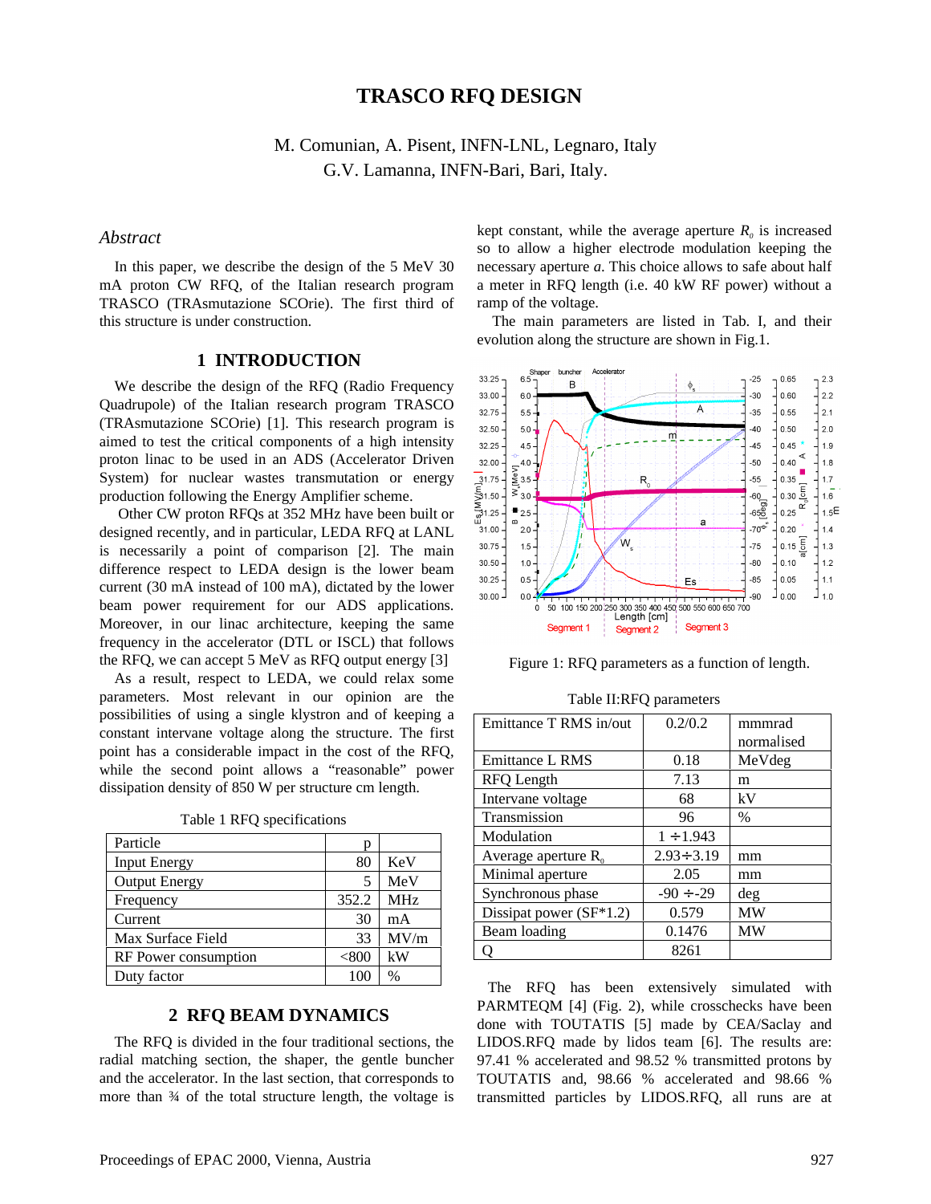# TRASCO RFQ DESIGN

M. Comunian, A. Pisent, INFN-LNL, Legnaro, Italy
G.V. Lamanna, INFN-Bari, Bari, Italy.

### *Abstract*

In this paper, we describe the design of the 5 MeV 30 mA proton CW RFQ, of the Italian research program TRASCO (TRAsmutazione SCOrie). The first third of this structure is under construction.

## 1 INTRODUCTION

We describe the design of the RFQ (Radio Frequency Quadrupole) of the Italian research program TRASCO (TRAsmutazione SCOrie) [1]. This research program is aimed to test the critical components of a high intensity proton linac to be used in an ADS (Accelerator Driven System) for nuclear wastes transmutation or energy production following the Energy Amplifier scheme.

Other CW proton RFQs at 352 MHz have been built or designed recently, and in particular, LEDA RFQ at LANL is necessarily a point of comparison [2]. The main difference respect to LEDA design is the lower beam current (30 mA instead of 100 mA), dictated by the lower beam power requirement for our ADS applications. Moreover, in our linac architecture, keeping the same frequency in the accelerator (DTL or ISCL) that follows the RFQ, we can accept 5 MeV as RFQ output energy [3]

As a result, respect to LEDA, we could relax some parameters. Most relevant in our opinion are the possibilities of using a single klystron and of keeping a constant intervane voltage along the structure. The first point has a considerable impact in the cost of the RFQ, while the second point allows a "reasonable" power dissipation density of 850 W per structure cm length.

Table 1 RFQ specifications

| Particle | p | |
|---|---|---|
| Input Energy | 80 | KeV |
| Output Energy | 5 | MeV |
| Frequency | 352.2 | MHz |
| Current | 30 | mA |
| Max Surface Field | 33 | MV/m |
| RF Power consumption | <800 | kW |
| Duty factor | 100 | % |

## 2 RFQ BEAM DYNAMICS

The RFQ is divided in the four traditional sections, the radial matching section, the shaper, the gentle buncher and the accelerator. In the last section, that corresponds to more than ¾ of the total structure length, the voltage is kept constant, while the average aperture $R_0$ is increased so to allow a higher electrode modulation keeping the necessary aperture *a*. This choice allows to safe about half a meter in RFQ length (i.e. 40 kW RF power) without a ramp of the voltage.

The main parameters are listed in Tab. I, and their evolution along the structure are shown in Fig.1.

Figure 1: RFQ parameters as a function of length.

Table II:RFQ parameters

| Emittance T RMS in/out | 0.2/0.2 | mmmrad normalised |
|---|---|---|
| Emittance L RMS | 0.18 | MeVdeg |
| RFQ Length | 7.13 | m |
| Intervane voltage | 68 | kV |
| Transmission | 96 | % |
| Modulation | 1 ÷1.943 | |
| Average aperture $R_0$ | 2.93÷3.19 | mm |
| Minimal aperture | 2.05 | mm |
| Synchronous phase | -90 ÷-29 | deg |
| Dissipat power (SF*1.2) | 0.579 | MW |
| Beam loading | 0.1476 | MW |
| Q | 8261 | |

The RFQ has been extensively simulated with PARMTEQM [4] (Fig. 2), while crosschecks have been done with TOUTATIS [5] made by CEA/Saclay and LIDOS.RFQ made by lidos team [6]. The results are: 97.41 % accelerated and 98.52 % transmitted protons by TOUTATIS and, 98.66 % accelerated and 98.66 % transmitted particles by LIDOS.RFQ, all runs are at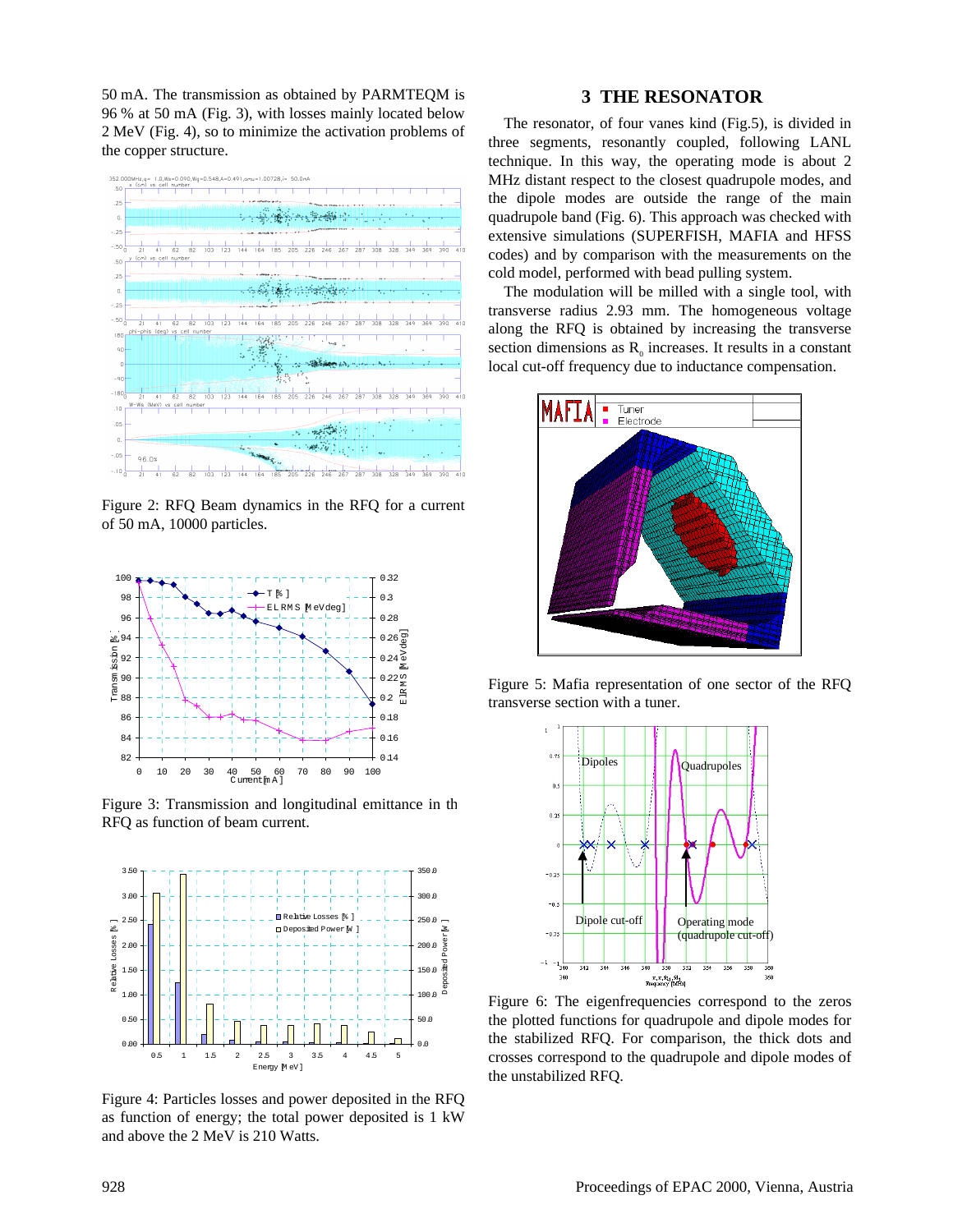50 mA. The transmission as obtained by PARMTEQM is 96 % at 50 mA (Fig. 3), with losses mainly located below 2 MeV (Fig. 4), so to minimize the activation problems of the copper structure.

Figure 2: RFQ Beam dynamics in the RFQ for a current of 50 mA, 10000 particles.

Figure 3: Transmission and longitudinal emittance in th RFQ as function of beam current.

Figure 4: Particles losses and power deposited in the RFQ as function of energy; the total power deposited is 1 kW and above the 2 MeV is 210 Watts.

## 3 THE RESONATOR

The resonator, of four vanes kind (Fig.5), is divided in three segments, resonantly coupled, following LANL technique. In this way, the operating mode is about 2 MHz distant respect to the closest quadrupole modes, and the dipole modes are outside the range of the main quadrupole band (Fig. 6). This approach was checked with extensive simulations (SUPERFISH, MAFIA and HFSS codes) and by comparison with the measurements on the cold model, performed with bead pulling system.

The modulation will be milled with a single tool, with transverse radius 2.93 mm. The homogeneous voltage along the RFQ is obtained by increasing the transverse section dimensions as $R_0$ increases. It results in a constant local cut-off frequency due to inductance compensation.

Figure 5: Mafia representation of one sector of the RFQ transverse section with a tuner.

Figure 6: The eigenfrequencies correspond to the zeros the plotted functions for quadrupole and dipole modes for the stabilized RFQ. For comparison, the thick dots and crosses correspond to the quadrupole and dipole modes of the unstabilized RFQ.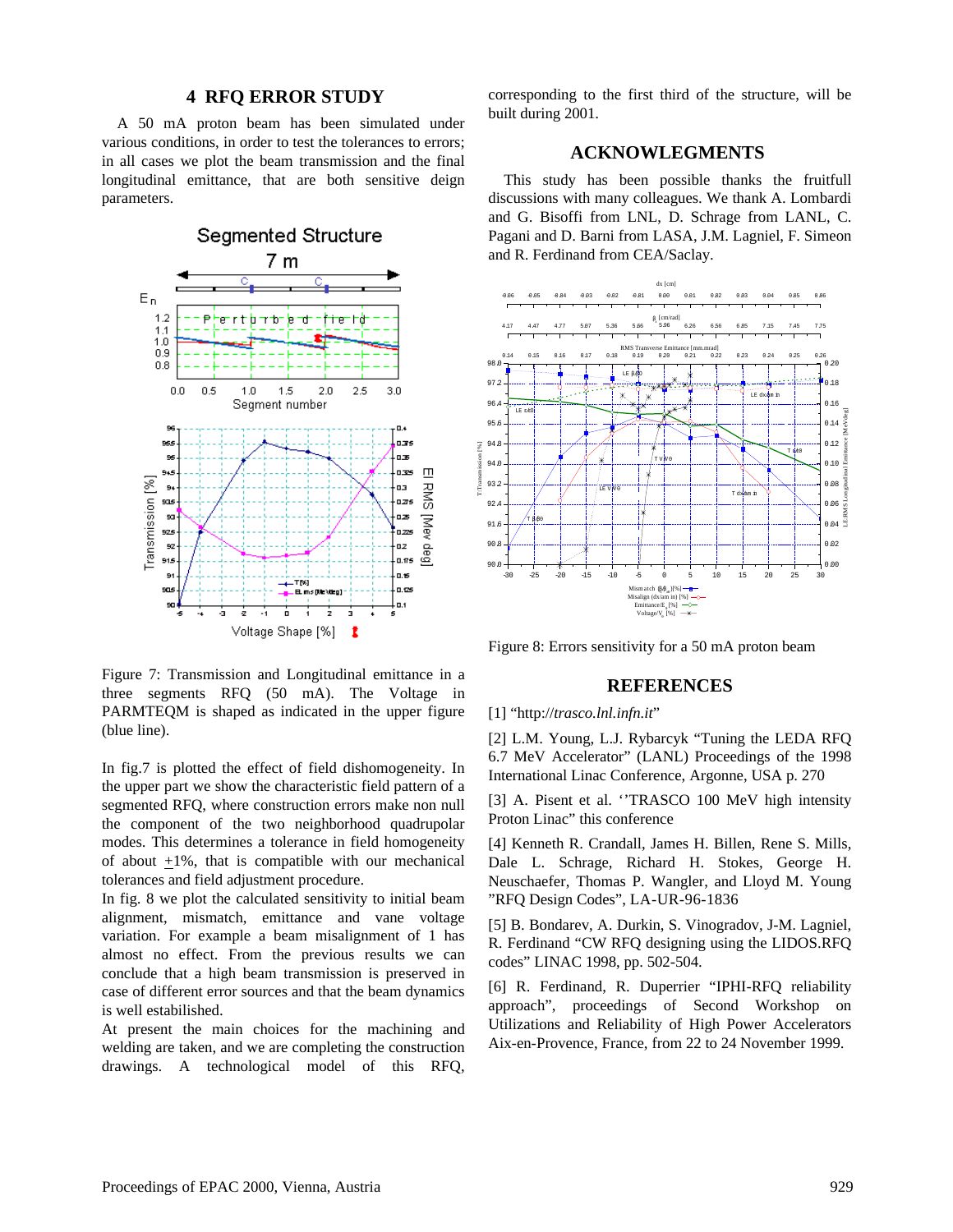## 4 RFQ ERROR STUDY

A 50 mA proton beam has been simulated under various conditions, in order to test the tolerances to errors; in all cases we plot the beam transmission and the final longitudinal emittance, that are both sensitive deign parameters.

Segmented Structure

7 m

$E_n$

Perturbed field

Segment number

Transmission [%]

El RMS [Mev deg]

Voltage Shape [%]

Figure 7: Transmission and Longitudinal emittance in a three segments RFQ (50 mA). The Voltage in PARMTEQM is shaped as indicated in the upper figure (blue line).

In fig.7 is plotted the effect of field dishomogeneity. In the upper part we show the characteristic field pattern of a segmented RFQ, where construction errors make non null the component of the two neighborhood quadrupolar modes. This determines a tolerance in field homogeneity of about $\pm$1%, that is compatible with our mechanical tolerances and field adjustment procedure.

In fig. 8 we plot the calculated sensitivity to initial beam alignment, mismatch, emittance and vane voltage variation. For example a beam misalignment of 1 has almost no effect. From the previous results we can conclude that a high beam transmission is preserved in case of different error sources and that the beam dynamics is well estabilished.

At present the main choices for the machining and welding are taken, and we are completing the construction drawings. A technological model of this RFQ, corresponding to the first third of the structure, will be built during 2001.

## ACKNOWLEGMENTS

This study has been possible thanks the fruitfull discussions with many colleagues. We thank A. Lombardi and G. Bisoffi from LNL, D. Schrage from LANL, C. Pagani and D. Barni from LASA, J.M. Lagniel, F. Simeon and R. Ferdinand from CEA/Saclay.

dx [cm]

RMS Transverse Emittance [mm.mrad]

T-Transmission [%]

LE-RMS Longitudinal Emittance [MeVdeg]

Mismatch

Misalign (dx/am in) [%]

Emittance/$E_0$ [%]

Voltage/$V_0$ [%]

Figure 8: Errors sensitivity for a 50 mA proton beam

## REFERENCES

[1] "http://*trasco.lnl.infn.it*"

[2] L.M. Young, L.J. Rybarcyk "Tuning the LEDA RFQ 6.7 MeV Accelerator" (LANL) Proceedings of the 1998 International Linac Conference, Argonne, USA p. 270

[3] A. Pisent et al. ''TRASCO 100 MeV high intensity Proton Linac" this conference

[4] Kenneth R. Crandall, James H. Billen, Rene S. Mills, Dale L. Schrage, Richard H. Stokes, George H. Neuschaefer, Thomas P. Wangler, and Lloyd M. Young "RFQ Design Codes", LA-UR-96-1836

[5] B. Bondarev, A. Durkin, S. Vinogradov, J-M. Lagniel, R. Ferdinand "CW RFQ designing using the LIDOS.RFQ codes" LINAC 1998, pp. 502-504.

[6] R. Ferdinand, R. Duperrier "IPHI-RFQ reliability approach", proceedings of Second Workshop on Utilizations and Reliability of High Power Accelerators Aix-en-Provence, France, from 22 to 24 November 1999.